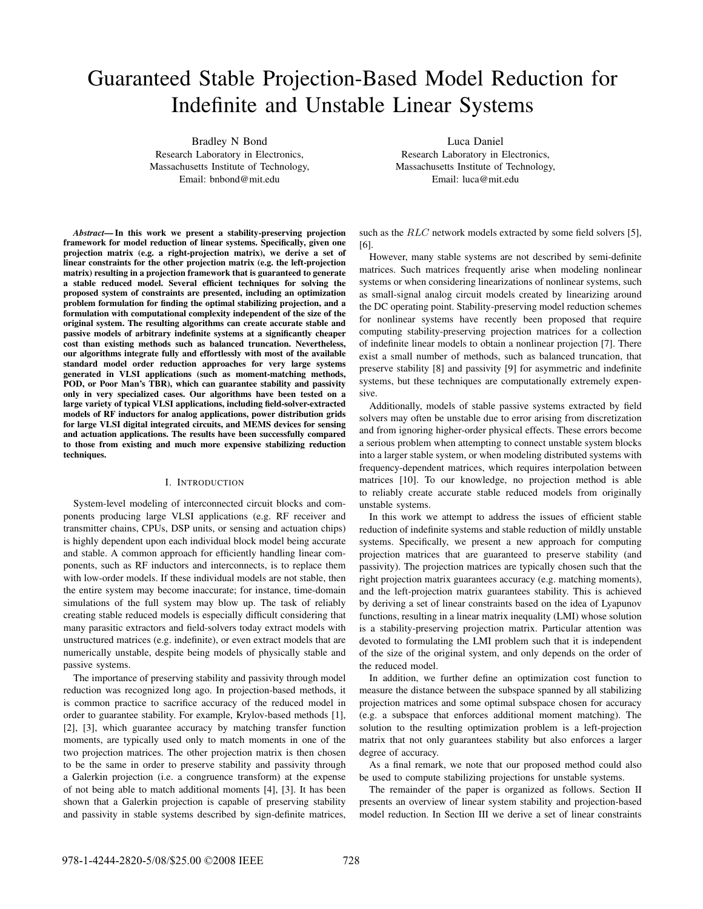# Guaranteed Stable Projection-Based Model Reduction for Indefinite and Unstable Linear Systems

Bradley N Bond
Research Laboratory in Electronics,
Massachusetts Institute of Technology,
Email: bnbond@mit.edu

Luca Daniel
Research Laboratory in Electronics,
Massachusetts Institute of Technology,
Email: luca@mit.edu

***Abstract*— In this work we present a stability-preserving projection framework for model reduction of linear systems. Specifically, given one projection matrix (e.g. a right-projection matrix), we derive a set of linear constraints for the other projection matrix (e.g. the left-projection matrix) resulting in a projection framework that is guaranteed to generate a stable reduced model. Several efficient techniques for solving the proposed system of constraints are presented, including an optimization problem formulation for finding the optimal stabilizing projection, and a formulation with computational complexity independent of the size of the original system. The resulting algorithms can create accurate stable and passive models of arbitrary indefinite systems at a significantly cheaper cost than existing methods such as balanced truncation. Nevertheless, our algorithms integrate fully and effortlessly with most of the available standard model order reduction approaches for very large systems generated in VLSI applications (such as moment-matching methods, POD, or Poor Man's TBR), which can guarantee stability and passivity only in very specialized cases. Our algorithms have been tested on a large variety of typical VLSI applications, including field-solver-extracted models of RF inductors for analog applications, power distribution grids for large VLSI digital integrated circuits, and MEMS devices for sensing and actuation applications. The results have been successfully compared to those from existing and much more expensive stabilizing reduction techniques.**

## I. Introduction

System-level modeling of interconnected circuit blocks and components producing large VLSI applications (e.g. RF receiver and transmitter chains, CPUs, DSP units, or sensing and actuation chips) is highly dependent upon each individual block model being accurate and stable. A common approach for efficiently handling linear components, such as RF inductors and interconnects, is to replace them with low-order models. If these individual models are not stable, then the entire system may become inaccurate; for instance, time-domain simulations of the full system may blow up. The task of reliably creating stable reduced models is especially difficult considering that many parasitic extractors and field-solvers today extract models with unstructured matrices (e.g. indefinite), or even extract models that are numerically unstable, despite being models of physically stable and passive systems.

The importance of preserving stability and passivity through model reduction was recognized long ago. In projection-based methods, it is common practice to sacrifice accuracy of the reduced model in order to guarantee stability. For example, Krylov-based methods [1], [2], [3], which guarantee accuracy by matching transfer function moments, are typically used only to match moments in one of the two projection matrices. The other projection matrix is then chosen to be the same in order to preserve stability and passivity through a Galerkin projection (i.e. a congruence transform) at the expense of not being able to match additional moments [4], [3]. It has been shown that a Galerkin projection is capable of preserving stability and passivity in stable systems described by sign-definite matrices, such as the $RLC$ network models extracted by some field solvers [5], [6].

However, many stable systems are not described by semi-definite matrices. Such matrices frequently arise when modeling nonlinear systems or when considering linearizations of nonlinear systems, such as small-signal analog circuit models created by linearizing around the DC operating point. Stability-preserving model reduction schemes for nonlinear systems have recently been proposed that require computing stability-preserving projection matrices for a collection of indefinite linear models to obtain a nonlinear projection [7]. There exist a small number of methods, such as balanced truncation, that preserve stability [8] and passivity [9] for asymmetric and indefinite systems, but these techniques are computationally extremely expensive.

Additionally, models of stable passive systems extracted by field solvers may often be unstable due to error arising from discretization and from ignoring higher-order physical effects. These errors become a serious problem when attempting to connect unstable system blocks into a larger stable system, or when modeling distributed systems with frequency-dependent matrices, which requires interpolation between matrices [10]. To our knowledge, no projection method is able to reliably create accurate stable reduced models from originally unstable systems.

In this work we attempt to address the issues of efficient stable reduction of indefinite systems and stable reduction of mildly unstable systems. Specifically, we present a new approach for computing projection matrices that are guaranteed to preserve stability (and passivity). The projection matrices are typically chosen such that the right projection matrix guarantees accuracy (e.g. matching moments), and the left-projection matrix guarantees stability. This is achieved by deriving a set of linear constraints based on the idea of Lyapunov functions, resulting in a linear matrix inequality (LMI) whose solution is a stability-preserving projection matrix. Particular attention was devoted to formulating the LMI problem such that it is independent of the size of the original system, and only depends on the order of the reduced model.

In addition, we further define an optimization cost function to measure the distance between the subspace spanned by all stabilizing projection matrices and some optimal subspace chosen for accuracy (e.g. a subspace that enforces additional moment matching). The solution to the resulting optimization problem is a left-projection matrix that not only guarantees stability but also enforces a larger degree of accuracy.

As a final remark, we note that our proposed method could also be used to compute stabilizing projections for unstable systems.

The remainder of the paper is organized as follows. Section II presents an overview of linear system stability and projection-based model reduction. In Section III we derive a set of linear constraints

978-1-4244-2820-5/08/$25.00 ©2008 IEEE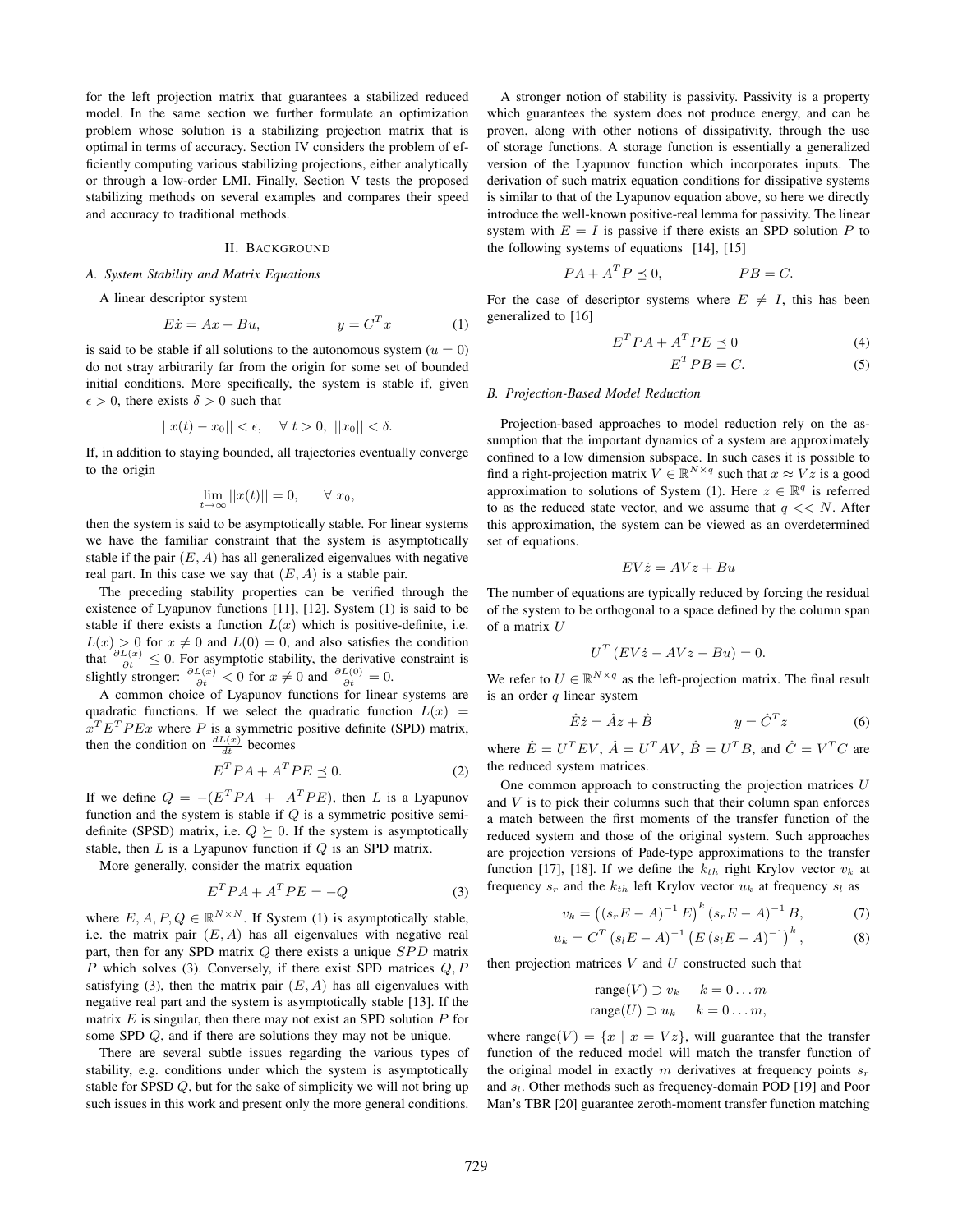for the left projection matrix that guarantees a stabilized reduced model. In the same section we further formulate an optimization problem whose solution is a stabilizing projection matrix that is optimal in terms of accuracy. Section IV considers the problem of efficiently computing various stabilizing projections, either analytically or through a low-order LMI. Finally, Section V tests the proposed stabilizing methods on several examples and compares their speed and accuracy to traditional methods.

## II. Background

### A. System Stability and Matrix Equations

A linear descriptor system

$$E\dot{x} = Ax + Bu, \qquad\qquad y = C^T x \tag{1}$$

is said to be stable if all solutions to the autonomous system ($u = 0$) do not stray arbitrarily far from the origin for some set of bounded initial conditions. More specifically, the system is stable if, given $\epsilon > 0$, there exists $\delta > 0$ such that

$$||x(t) - x_0|| < \epsilon, \quad \forall\ t > 0,\ ||x_0|| < \delta.$$

If, in addition to staying bounded, all trajectories eventually converge to the origin

$$\lim_{t\to\infty} ||x(t)|| = 0, \qquad \forall\ x_0,$$

then the system is said to be asymptotically stable. For linear systems we have the familiar constraint that the system is asymptotically stable if the pair $(E, A)$ has all generalized eigenvalues with negative real part. In this case we say that $(E, A)$ is a stable pair.

The preceding stability properties can be verified through the existence of Lyapunov functions [11], [12]. System (1) is said to be stable if there exists a function $L(x)$ which is positive-definite, i.e. $L(x) > 0$ for $x \neq 0$ and $L(0) = 0$, and also satisfies the condition that $\frac{\partial L(x)}{\partial t} \leq 0$. For asymptotic stability, the derivative constraint is slightly stronger: $\frac{\partial L(x)}{\partial t} < 0$ for $x \neq 0$ and $\frac{\partial L(0)}{\partial t} = 0$.

A common choice of Lyapunov functions for linear systems are quadratic functions. If we select the quadratic function $L(x) = x^T E^T P E x$ where $P$ is a symmetric positive definite (SPD) matrix, then the condition on $\frac{dL(x)}{dt}$ becomes

$$E^T P A + A^T P E \preceq 0. \tag{2}$$

If we define $Q = -(E^T PA \ + \ A^T PE)$, then $L$ is a Lyapunov function and the system is stable if $Q$ is a symmetric positive semi-definite (SPSD) matrix, i.e. $Q \succeq 0$. If the system is asymptotically stable, then $L$ is a Lyapunov function if $Q$ is an SPD matrix.

More generally, consider the matrix equation

$$E^T P A + A^T P E = -Q \tag{3}$$

where $E, A, P, Q \in \mathbb{R}^{N\times N}$. If System (1) is asymptotically stable, i.e. the matrix pair $(E, A)$ has all eigenvalues with negative real part, then for any SPD matrix $Q$ there exists a unique $SPD$ matrix $P$ which solves (3). Conversely, if there exist SPD matrices $Q, P$ satisfying (3), then the matrix pair $(E, A)$ has all eigenvalues with negative real part and the system is asymptotically stable [13]. If the matrix $E$ is singular, then there may not exist an SPD solution $P$ for some SPD $Q$, and if there are solutions they may not be unique.

There are several subtle issues regarding the various types of stability, e.g. conditions under which the system is asymptotically stable for SPSD $Q$, but for the sake of simplicity we will not bring up such issues in this work and present only the more general conditions.

A stronger notion of stability is passivity. Passivity is a property which guarantees the system does not produce energy, and can be proven, along with other notions of dissipativity, through the use of storage functions. A storage function is essentially a generalized version of the Lyapunov function which incorporates inputs. The derivation of such matrix equation conditions for dissipative systems is similar to that of the Lyapunov equation above, so here we directly introduce the well-known positive-real lemma for passivity. The linear system with $E = I$ is passive if there exists an SPD solution $P$ to the following systems of equations [14], [15]

$$PA + A^T P \preceq 0, \qquad\qquad PB = C.$$

For the case of descriptor systems where $E \neq I$, this has been generalized to [16]

$$E^T P A + A^T P E \preceq 0 \tag{4}$$

$$E^T P B = C. \tag{5}$$

### B. Projection-Based Model Reduction

Projection-based approaches to model reduction rely on the assumption that the important dynamics of a system are approximately confined to a low dimension subspace. In such cases it is possible to find a right-projection matrix $V \in \mathbb{R}^{N\times q}$ such that $x \approx Vz$ is a good approximation to solutions of System (1). Here $z \in \mathbb{R}^q$ is referred to as the reduced state vector, and we assume that $q << N$. After this approximation, the system can be viewed as an overdetermined set of equations.

$$EV\dot{z} = AVz + Bu$$

The number of equations are typically reduced by forcing the residual of the system to be orthogonal to a space defined by the column span of a matrix $U$

$$U^T \left(EV\dot{z} - AVz - Bu\right) = 0.$$

We refer to $U \in \mathbb{R}^{N\times q}$ as the left-projection matrix. The final result is an order $q$ linear system

$$\hat{E}\dot{z} = \hat{A}z + \hat{B} \qquad\qquad y = \hat{C}^T z \tag{6}$$

where $\hat{E} = U^T EV$, $\hat{A} = U^T AV$, $\hat{B} = U^T B$, and $\hat{C} = V^T C$ are the reduced system matrices.

One common approach to constructing the projection matrices $U$ and $V$ is to pick their columns such that their column span enforces a match between the first moments of the transfer function of the reduced system and those of the original system. Such approaches are projection versions of Pade-type approximations to the transfer function [17], [18]. If we define the $k_{th}$ right Krylov vector $v_k$ at frequency $s_r$ and the $k_{th}$ left Krylov vector $u_k$ at frequency $s_l$ as

$$v_k = \left((s_r E - A)^{-1} E\right)^k (s_r E - A)^{-1} B, \tag{7}$$

$$u_k = C^T (s_l E - A)^{-1} \left(E\,(s_l E - A)^{-1}\right)^k, \tag{8}$$

then projection matrices $V$ and $U$ constructed such that

$$\text{range}(V) \supset v_k \quad\ k = 0 \ldots m$$
$$\text{range}(U) \supset u_k \quad\ k = 0 \ldots m,$$

where $\text{range}(V) = \{x \mid x = Vz\}$, will guarantee that the transfer function of the reduced model will match the transfer function of the original model in exactly $m$ derivatives at frequency points $s_r$ and $s_l$. Other methods such as frequency-domain POD [19] and Poor Man's TBR [20] guarantee zeroth-moment transfer function matching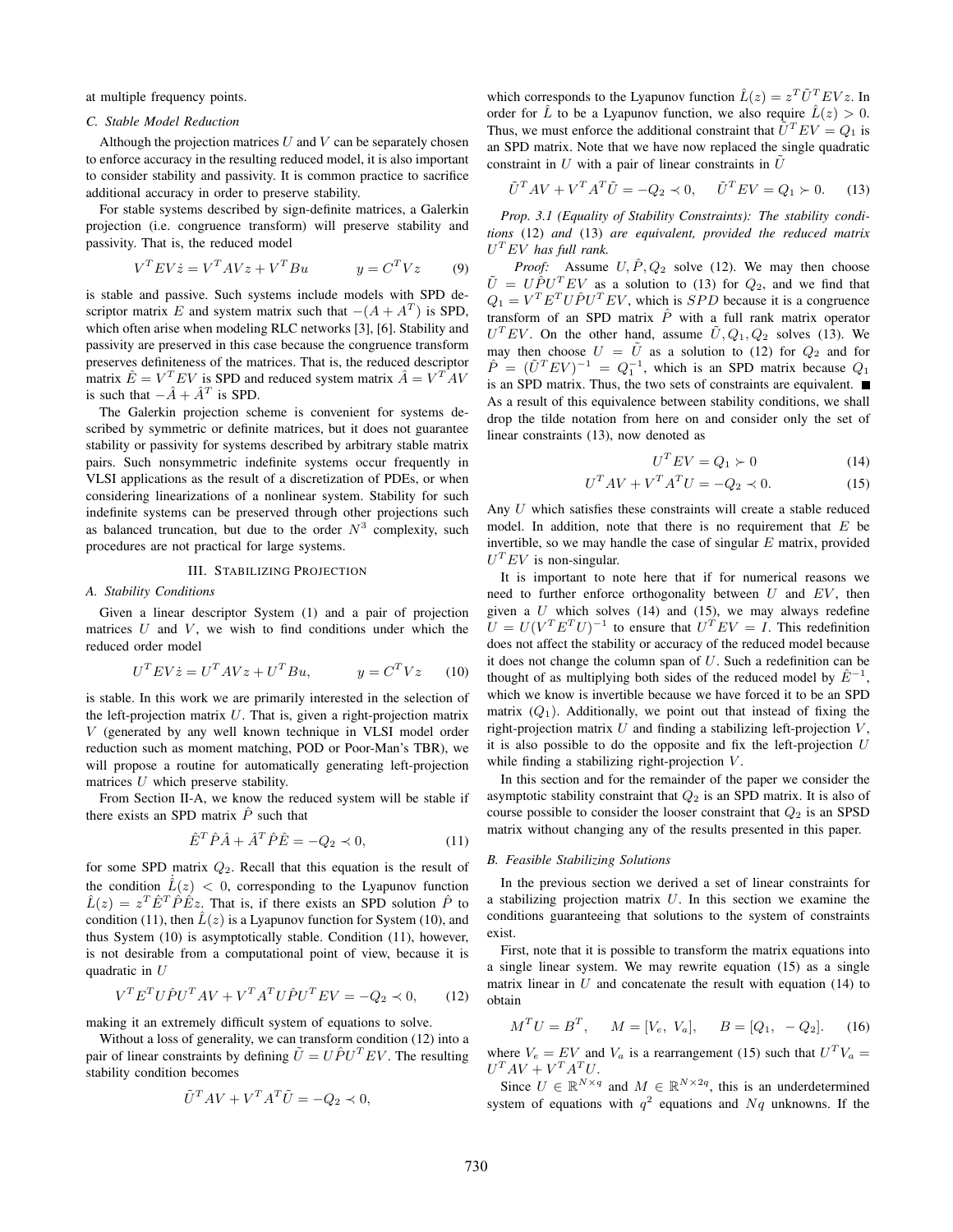at multiple frequency points.

### C. Stable Model Reduction

Although the projection matrices $U$ and $V$ can be separately chosen to enforce accuracy in the resulting reduced model, it is also important to consider stability and passivity. It is common practice to sacrifice additional accuracy in order to preserve stability.

For stable systems described by sign-definite matrices, a Galerkin projection (i.e. congruence transform) will preserve stability and passivity. That is, the reduced model

$$V^T E V \dot{z} = V^T A V z + V^T B u \qquad y = C^T V z \tag{9}$$

is stable and passive. Such systems include models with SPD descriptor matrix $E$ and system matrix such that $-(A + A^T)$ is SPD, which often arise when modeling RLC networks [3], [6]. Stability and passivity are preserved in this case because the congruence transform preserves definiteness of the matrices. That is, the reduced descriptor matrix $\hat{E} = V^T E V$ is SPD and reduced system matrix $\hat{A} = V^T A V$ is such that $-\hat{A} + \hat{A}^T$ is SPD.

The Galerkin projection scheme is convenient for systems described by symmetric or definite matrices, but it does not guarantee stability or passivity for systems described by arbitrary stable matrix pairs. Such nonsymmetric indefinite systems occur frequently in VLSI applications as the result of a discretization of PDEs, or when considering linearizations of a nonlinear system. Stability for such indefinite systems can be preserved through other projections such as balanced truncation, but due to the order $N^3$ complexity, such procedures are not practical for large systems.

## III. Stabilizing Projection

### A. Stability Conditions

Given a linear descriptor System (1) and a pair of projection matrices $U$ and $V$, we wish to find conditions under which the reduced order model

$$U^T E V \dot{z} = U^T A V z + U^T B u, \qquad y = C^T V z \tag{10}$$

is stable. In this work we are primarily interested in the selection of the left-projection matrix $U$. That is, given a right-projection matrix $V$ (generated by any well known technique in VLSI model order reduction such as moment matching, POD or Poor-Man's TBR), we will propose a routine for automatically generating left-projection matrices $U$ which preserve stability.

From Section II-A, we know the reduced system will be stable if there exists an SPD matrix $\hat{P}$ such that

$$\hat{E}^T \hat{P} \hat{A} + \hat{A}^T \hat{P} \hat{E} = -Q_2 \prec 0, \tag{11}$$

for some SPD matrix $Q_2$. Recall that this equation is the result of the condition $\dot{\hat{L}}(z) < 0$, corresponding to the Lyapunov function $\hat{L}(z) = z^T \hat{E}^T \hat{P} \hat{E} z$. That is, if there exists an SPD solution $\hat{P}$ to condition (11), then $\hat{L}(z)$ is a Lyapunov function for System (10), and thus System (10) is asymptotically stable. Condition (11), however, is not desirable from a computational point of view, because it is quadratic in $U$

$$V^T E^T U \hat{P} U^T A V + V^T A^T U \hat{P} U^T E V = -Q_2 \prec 0, \tag{12}$$

making it an extremely difficult system of equations to solve.

Without a loss of generality, we can transform condition (12) into a pair of linear constraints by defining $\tilde{U} = U \hat{P} U^T E V$. The resulting stability condition becomes

$$\tilde{U}^T A V + V^T A^T \tilde{U} = -Q_2 \prec 0,$$

which corresponds to the Lyapunov function $\hat{L}(z) = z^T \tilde{U}^T E V z$. In order for $\hat{L}$ to be a Lyapunov function, we also require $\hat{L}(z) > 0$. Thus, we must enforce the additional constraint that $\tilde{U}^T E V = Q_1$ is an SPD matrix. Note that we have now replaced the single quadratic constraint in $U$ with a pair of linear constraints in $\tilde{U}$

$$\tilde{U}^T A V + V^T A^T \tilde{U} = -Q_2 \prec 0, \qquad \tilde{U}^T E V = Q_1 \succ 0. \tag{13}$$

*Prop. 3.1 (Equality of Stability Constraints): The stability conditions* (12) *and* (13) *are equivalent, provided the reduced matrix* $U^T E V$ *has full rank.*

*Proof:* Assume $U, \hat{P}, Q_2$ solve (12). We may then choose $\tilde{U} = U \hat{P} U^T E V$ as a solution to (13) for $Q_2$, and we find that $Q_1 = V^T E^T U \hat{P} U^T E V$, which is $SPD$ because it is a congruence transform of an SPD matrix $\hat{P}$ with a full rank matrix operator $U^T E V$. On the other hand, assume $\tilde{U}, Q_1, Q_2$ solves (13). We may then choose $U = \tilde{U}$ as a solution to (12) for $Q_2$ and for $\hat{P} = (\tilde{U}^T E V)^{-1} = Q_1^{-1}$, which is an SPD matrix because $Q_1$ is an SPD matrix. Thus, the two sets of constraints are equivalent. ∎

As a result of this equivalence between stability conditions, we shall drop the tilde notation from here on and consider only the set of linear constraints (13), now denoted as

$$U^T E V = Q_1 \succ 0 \tag{14}$$

$$U^T A V + V^T A^T U = -Q_2 \prec 0. \tag{15}$$

Any $U$ which satisfies these constraints will create a stable reduced model. In addition, note that there is no requirement that $E$ be invertible, so we may handle the case of singular $E$ matrix, provided $U^T E V$ is non-singular.

It is important to note here that if for numerical reasons we need to further enforce orthogonality between $U$ and $EV$, then given a $U$ which solves (14) and (15), we may always redefine $U = U(V^T E^T U)^{-1}$ to ensure that $U^T E V = I$. This redefinition does not affect the stability or accuracy of the reduced model because it does not change the column span of $U$. Such a redefinition can be thought of as multiplying both sides of the reduced model by $\hat{E}^{-1}$, which we know is invertible because we have forced it to be an SPD matrix ($Q_1$). Additionally, we point out that instead of fixing the right-projection matrix $U$ and finding a stabilizing left-projection $V$, it is also possible to do the opposite and fix the left-projection $U$ while finding a stabilizing right-projection $V$.

In this section and for the remainder of the paper we consider the asymptotic stability constraint that $Q_2$ is an SPD matrix. It is also of course possible to consider the looser constraint that $Q_2$ is an SPSD matrix without changing any of the results presented in this paper.

### B. Feasible Stabilizing Solutions

In the previous section we derived a set of linear constraints for a stabilizing projection matrix $U$. In this section we examine the conditions guaranteeing that solutions to the system of constraints exist.

First, note that it is possible to transform the matrix equations into a single linear system. We may rewrite equation (15) as a single matrix linear in $U$ and concatenate the result with equation (14) to obtain

$$M^T U = B^T, \qquad M = [V_e, \ V_a], \qquad B = [Q_1, \ -Q_2]. \tag{16}$$

where $V_e = EV$ and $V_a$ is a rearrangement (15) such that $U^T V_a = U^T A V + V^T A^T U$.

Since $U \in \mathbb{R}^{N \times q}$ and $M \in \mathbb{R}^{N \times 2q}$, this is an underdetermined system of equations with $q^2$ equations and $Nq$ unknowns. If the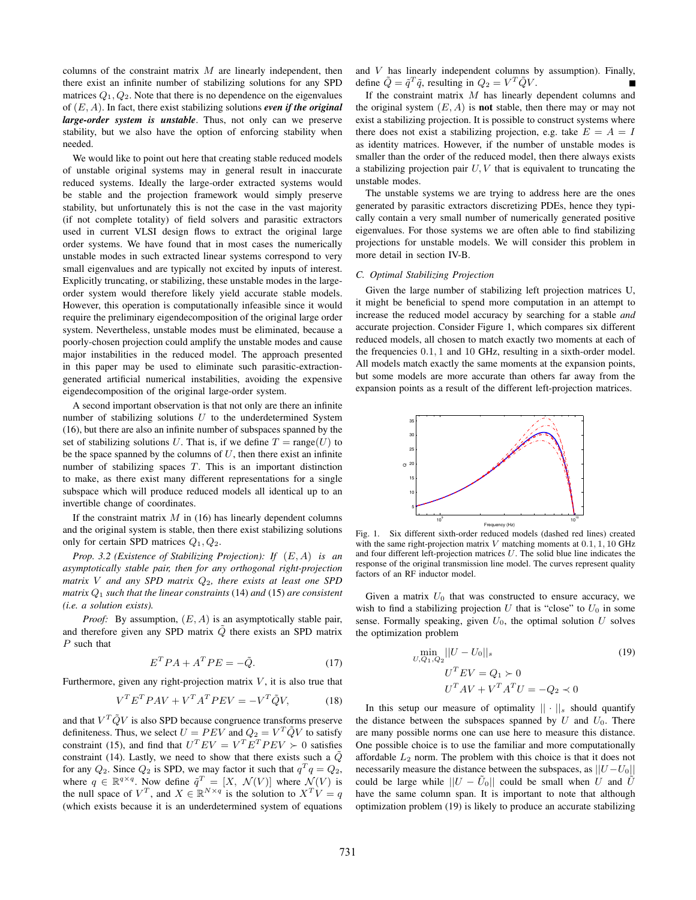columns of the constraint matrix $M$ are linearly independent, then there exist an infinite number of stabilizing solutions for any SPD matrices $Q_1, Q_2$. Note that there is no dependence on the eigenvalues of $(E, A)$. In fact, there exist stabilizing solutions ***even if the original large-order system is unstable***. Thus, not only can we preserve stability, but we also have the option of enforcing stability when needed.

We would like to point out here that creating stable reduced models of unstable original systems may in general result in inaccurate reduced systems. Ideally the large-order extracted systems would be stable and the projection framework would simply preserve stability, but unfortunately this is not the case in the vast majority (if not complete totality) of field solvers and parasitic extractors used in current VLSI design flows to extract the original large order systems. We have found that in most cases the numerically unstable modes in such extracted linear systems correspond to very small eigenvalues and are typically not excited by inputs of interest. Explicitly truncating, or stabilizing, these unstable modes in the large-order system would therefore likely yield accurate stable models. However, this operation is computationally infeasible since it would require the preliminary eigendecomposition of the original large order system. Nevertheless, unstable modes must be eliminated, because a poorly-chosen projection could amplify the unstable modes and cause major instabilities in the reduced model. The approach presented in this paper may be used to eliminate such parasitic-extraction-generated artificial numerical instabilities, avoiding the expensive eigendecomposition of the original large-order system.

A second important observation is that not only are there an infinite number of stabilizing solutions $U$ to the underdetermined System (16), but there are also an infinite number of subspaces spanned by the set of stabilizing solutions $U$. That is, if we define $T = \text{range}(U)$ to be the space spanned by the columns of $U$, then there exist an infinite number of stabilizing spaces $T$. This is an important distinction to make, as there exist many different representations for a single subspace which will produce reduced models all identical up to an invertible change of coordinates.

If the constraint matrix $M$ in (16) has linearly dependent columns and the original system is stable, then there exist stabilizing solutions only for certain SPD matrices $Q_1, Q_2$.

*Prop. 3.2 (Existence of Stabilizing Projection): If* $(E, A)$ *is an asymptotically stable pair, then for any orthogonal right-projection matrix* $V$ *and any SPD matrix* $Q_2$*, there exists at least one SPD matrix* $Q_1$ *such that the linear constraints* (14) *and* (15) *are consistent (i.e. a solution exists).*

*Proof:* By assumption, $(E, A)$ is an asymptotically stable pair, and therefore given any SPD matrix $\tilde{Q}$ there exists an SPD matrix $P$ such that

$$E^T PA + A^T PE = -\tilde{Q}. \tag{17}$$

Furthermore, given any right-projection matrix $V$, it is also true that

$$V^T E^T PAV + V^T A^T PEV = -V^T \tilde{Q} V, \tag{18}$$

and that $V^T \tilde{Q} V$ is also SPD because congruence transforms preserve definiteness. Thus, we select $U = PEV$ and $Q_2 = V^T \tilde{Q} V$ to satisfy constraint (15), and find that $U^T EV = V^T E^T PEV \succ 0$ satisfies constraint (14). Lastly, we need to show that there exists such a $\tilde{Q}$ for any $Q_2$. Since $Q_2$ is SPD, we may factor it such that $q^T q = Q_2$, where $q \in \mathbb{R}^{q \times q}$. Now define $\tilde{q}^T = [X, \ \mathcal{N}(V)]$ where $\mathcal{N}(V)$ is the null space of $V^T$, and $X \in \mathbb{R}^{N \times q}$ is the solution to $X^T V = q$ (which exists because it is an underdetermined system of equations and $V$ has linearly independent columns by assumption). Finally, define $\tilde{Q} = \tilde{q}^T \tilde{q}$, resulting in $Q_2 = V^T \tilde{Q} V$. ■

If the constraint matrix $M$ has linearly dependent columns and the original system $(E, A)$ is **not** stable, then there may or may not exist a stabilizing projection. It is possible to construct systems where there does not exist a stabilizing projection, e.g. take $E = A = I$ as identity matrices. However, if the number of unstable modes is smaller than the order of the reduced model, then there always exists a stabilizing projection pair $U, V$ that is equivalent to truncating the unstable modes.

The unstable systems we are trying to address here are the ones generated by parasitic extractors discretizing PDEs, hence they typically contain a very small number of numerically generated positive eigenvalues. For those systems we are often able to find stabilizing projections for unstable models. We will consider this problem in more detail in section IV-B.

### C. Optimal Stabilizing Projection

Given the large number of stabilizing left projection matrices U, it might be beneficial to spend more computation in an attempt to increase the reduced model accuracy by searching for a stable *and* accurate projection. Consider Figure 1, which compares six different reduced models, all chosen to match exactly two moments at each of the frequencies $0.1, 1$ and $10$ GHz, resulting in a sixth-order model. All models match exactly the same moments at the expansion points, but some models are more accurate than others far away from the expansion points as a result of the different left-projection matrices.

35
30
25
20
15
10
5
Q
10^8
10^10
Frequency (Hz)

Fig. 1. Six different sixth-order reduced models (dashed red lines) created with the same right-projection matrix $V$ matching moments at $0.1, 1, 10$ GHz and four different left-projection matrices $U$. The solid blue line indicates the response of the original transmission line model. The curves represent quality factors of an RF inductor model.

Given a matrix $U_0$ that was constructed to ensure accuracy, we wish to find a stabilizing projection $U$ that is "close" to $U_0$ in some sense. Formally speaking, given $U_0$, the optimal solution $U$ solves the optimization problem

$$\begin{aligned} \min_{U, Q_1, Q_2} & ||U - U_0||_s \\ & U^T EV = Q_1 \succ 0 \\ & U^T AV + V^T A^T U = -Q_2 \prec 0 \end{aligned} \tag{19}$$

In this setup our measure of optimality $|| \cdot ||_s$ should quantify the distance between the subspaces spanned by $U$ and $U_0$. There are many possible norms one can use here to measure this distance. One possible choice is to use the familiar and more computationally affordable $L_2$ norm. The problem with this choice is that it does not necessarily measure the distance between the subspaces, as $||U - U_0||$ could be large while $||U - \tilde{U}_0||$ could be small when $U$ and $\tilde{U}$ have the same column span. It is important to note that although optimization problem (19) is likely to produce an accurate stabilizing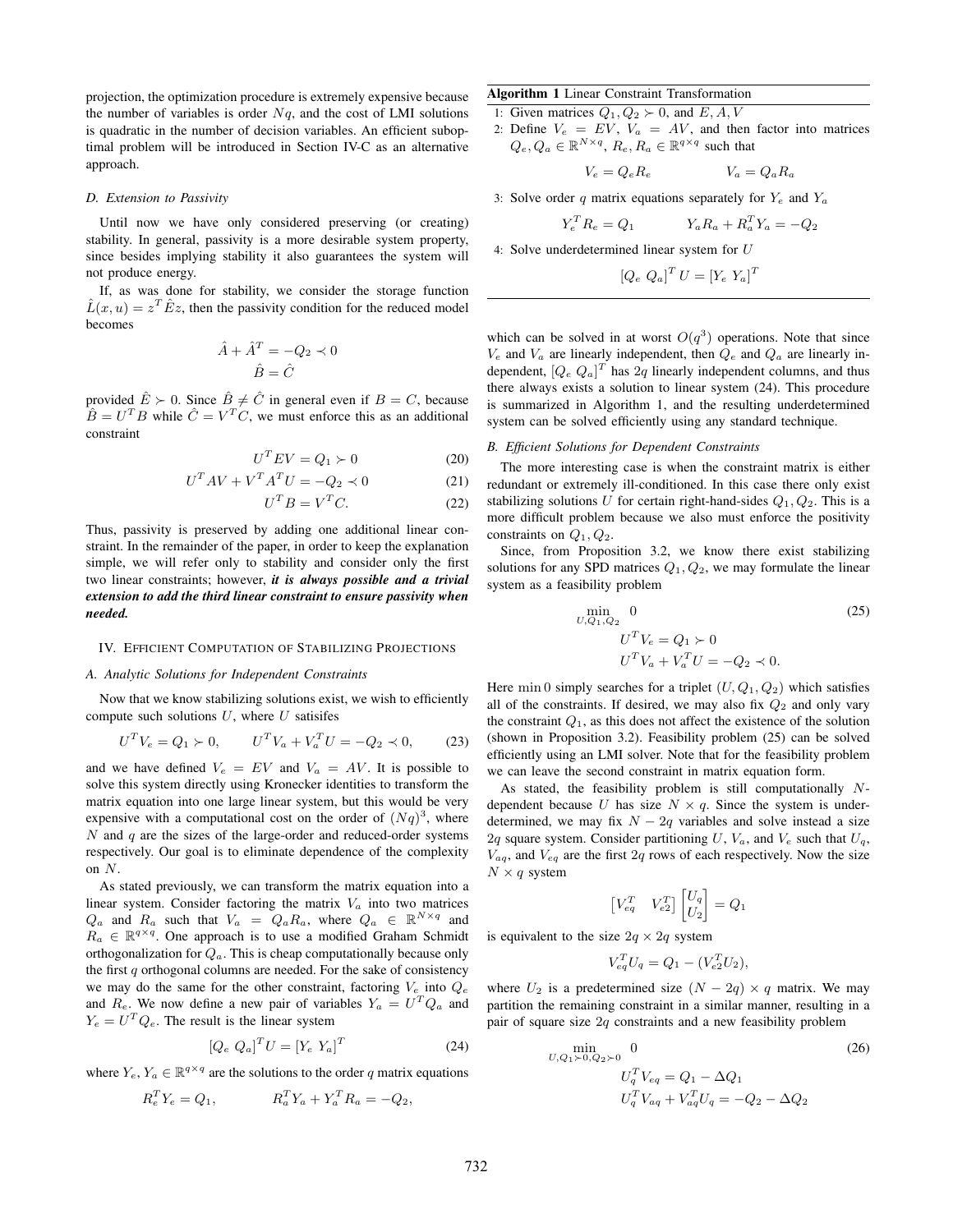projection, the optimization procedure is extremely expensive because the number of variables is order $Nq$, and the cost of LMI solutions is quadratic in the number of decision variables. An efficient suboptimal problem will be introduced in Section IV-C as an alternative approach.

### D. Extension to Passivity

Until now we have only considered preserving (or creating) stability. In general, passivity is a more desirable system property, since besides implying stability it also guarantees the system will not produce energy.

If, as was done for stability, we consider the storage function $\hat{L}(x, u) = z^T \hat{E} z$, then the passivity condition for the reduced model becomes

$$\hat{A} + \hat{A}^T = -Q_2 \prec 0$$
$$\hat{B} = \hat{C}$$

provided $\hat{E} \succ 0$. Since $\hat{B} \neq \hat{C}$ in general even if $B = C$, because $\hat{B} = U^T B$ while $\hat{C} = V^T C$, we must enforce this as an additional constraint

$$U^T E V = Q_1 \succ 0 \tag{20}$$
$$U^T A V + V^T A^T U = -Q_2 \prec 0 \tag{21}$$
$$U^T B = V^T C. \tag{22}$$

Thus, passivity is preserved by adding one additional linear constraint. In the remainder of the paper, in order to keep the explanation simple, we will refer only to stability and consider only the first two linear constraints; however, ***it is always possible and a trivial extension to add the third linear constraint to ensure passivity when needed.***

## IV. Efficient Computation of Stabilizing Projections

### A. Analytic Solutions for Independent Constraints

Now that we know stabilizing solutions exist, we wish to efficiently compute such solutions $U$, where $U$ satisifes

$$U^T V_e = Q_1 \succ 0, \qquad U^T V_a + V_a^T U = -Q_2 \prec 0, \tag{23}$$

and we have defined $V_e = EV$ and $V_a = AV$. It is possible to solve this system directly using Kronecker identities to transform the matrix equation into one large linear system, but this would be very expensive with a computational cost on the order of $(Nq)^3$, where $N$ and $q$ are the sizes of the large-order and reduced-order systems respectively. Our goal is to eliminate dependence of the complexity on $N$.

As stated previously, we can transform the matrix equation into a linear system. Consider factoring the matrix $V_a$ into two matrices $Q_a$ and $R_a$ such that $V_a = Q_a R_a$, where $Q_a \in \mathbb{R}^{N \times q}$ and $R_a \in \mathbb{R}^{q \times q}$. One approach is to use a modified Graham Schmidt orthogonalization for $Q_a$. This is cheap computationally because only the first $q$ orthogonal columns are needed. For the sake of consistency we may do the same for the other constraint, factoring $V_e$ into $Q_e$ and $R_e$. We now define a new pair of variables $Y_a = U^T Q_a$ and $Y_e = U^T Q_e$. The result is the linear system

$$[Q_e \ Q_a]^T U = [Y_e \ Y_a]^T \tag{24}$$

where $Y_e, Y_a \in \mathbb{R}^{q \times q}$ are the solutions to the order $q$ matrix equations

$$R_e^T Y_e = Q_1, \qquad R_a^T Y_a + Y_a^T R_a = -Q_2,$$

**Algorithm 1** Linear Constraint Transformation

1: Given matrices $Q_1, Q_2 \succ 0$, and $E, A, V$
2: Define $V_e = EV$, $V_a = AV$, and then factor into matrices $Q_e, Q_a \in \mathbb{R}^{N \times q}$, $R_e, R_a \in \mathbb{R}^{q \times q}$ such that
$$V_e = Q_e R_e \qquad V_a = Q_a R_a$$
3: Solve order $q$ matrix equations separately for $Y_e$ and $Y_a$
$$Y_e^T R_e = Q_1 \qquad Y_a R_a + R_a^T Y_a = -Q_2$$
4: Solve underdetermined linear system for $U$
$$[Q_e \ Q_a]^T U = [Y_e \ Y_a]^T$$

which can be solved in at worst $O(q^3)$ operations. Note that since $V_e$ and $V_a$ are linearly independent, then $Q_e$ and $Q_a$ are linearly independent, $[Q_e \ Q_a]^T$ has $2q$ linearly independent columns, and thus there always exists a solution to linear system (24). This procedure is summarized in Algorithm 1, and the resulting underdetermined system can be solved efficiently using any standard technique.

### B. Efficient Solutions for Dependent Constraints

The more interesting case is when the constraint matrix is either redundant or extremely ill-conditioned. In this case there only exist stabilizing solutions $U$ for certain right-hand-sides $Q_1, Q_2$. This is a more difficult problem because we also must enforce the positivity constraints on $Q_1, Q_2$.

Since, from Proposition 3.2, we know there exist stabilizing solutions for any SPD matrices $Q_1, Q_2$, we may formulate the linear system as a feasibility problem

$$\begin{aligned} \min_{U, Q_1, Q_2} \quad & 0 \\ & U^T V_e = Q_1 \succ 0 \\ & U^T V_a + V_a^T U = -Q_2 \prec 0. \end{aligned} \tag{25}$$

Here $\min 0$ simply searches for a triplet $(U, Q_1, Q_2)$ which satisfies all of the constraints. If desired, we may also fix $Q_2$ and only vary the constraint $Q_1$, as this does not affect the existence of the solution (shown in Proposition 3.2). Feasibility problem (25) can be solved efficiently using an LMI solver. Note that for the feasibility problem we can leave the second constraint in matrix equation form.

As stated, the feasibility problem is still computationally $N$-dependent because $U$ has size $N \times q$. Since the system is underdetermined, we may fix $N - 2q$ variables and solve instead a size $2q$ square system. Consider partitioning $U$, $V_a$, and $V_e$ such that $U_q$, $V_{aq}$, and $V_{eq}$ are the first $2q$ rows of each respectively. Now the size $N \times q$ system

$$\begin{bmatrix} V_{eq}^T & V_{e2}^T \end{bmatrix} \begin{bmatrix} U_q \\ U_2 \end{bmatrix} = Q_1$$

is equivalent to the size $2q \times 2q$ system

$$V_{eq}^T U_q = Q_1 - (V_{e2}^T U_2),$$

where $U_2$ is a predetermined size $(N - 2q) \times q$ matrix. We may partition the remaining constraint in a similar manner, resulting in a pair of square size $2q$ constraints and a new feasibility problem

$$\begin{aligned} \min_{U, Q_1 \succ 0, Q_2 \succ 0} \quad & 0 \\ & U_q^T V_{eq} = Q_1 - \Delta Q_1 \\ & U_q^T V_{aq} + V_{aq}^T U_q = -Q_2 - \Delta Q_2 \end{aligned} \tag{26}$$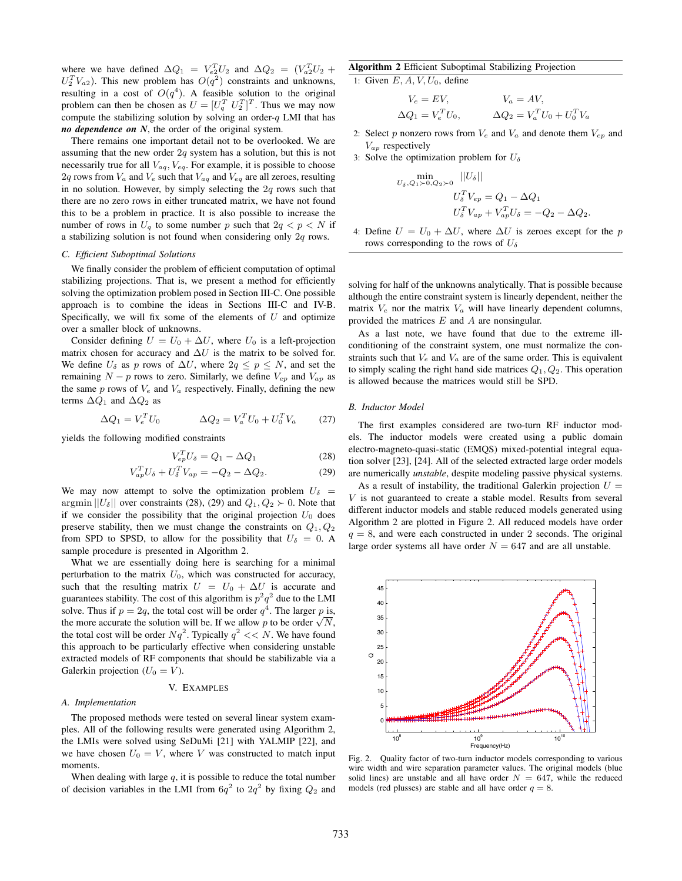where we have defined $\Delta Q_1 = V_{e2}^T U_2$ and $\Delta Q_2 = (V_{a2}^T U_2 + U_2^T V_{a2})$. This new problem has $O(q^2)$ constraints and unknowns, resulting in a cost of $O(q^4)$. A feasible solution to the original problem can then be chosen as $U = [U_q^T \; U_2^T]^T$. Thus we may now compute the stabilizing solution by solving an order-$q$ LMI that has ***no dependence on N***, the order of the original system.

There remains one important detail not to be overlooked. We are assuming that the new order $2q$ system has a solution, but this is not necessarily true for all $V_{aq}, V_{eq}$. For example, it is possible to choose $2q$ rows from $V_a$ and $V_e$ such that $V_{aq}$ and $V_{eq}$ are all zeroes, resulting in no solution. However, by simply selecting the $2q$ rows such that there are no zero rows in either truncated matrix, we have not found this to be a problem in practice. It is also possible to increase the number of rows in $U_q$ to some number $p$ such that $2q < p < N$ if a stabilizing solution is not found when considering only $2q$ rows.

### C. Efficient Suboptimal Solutions

We finally consider the problem of efficient computation of optimal stabilizing projections. That is, we present a method for efficiently solving the optimization problem posed in Section III-C. One possible approach is to combine the ideas in Sections III-C and IV-B. Specifically, we will fix some of the elements of $U$ and optimize over a smaller block of unknowns.

Consider defining $U = U_0 + \Delta U$, where $U_0$ is a left-projection matrix chosen for accuracy and $\Delta U$ is the matrix to be solved for. We define $U_\delta$ as $p$ rows of $\Delta U$, where $2q \leq p \leq N$, and set the remaining $N - p$ rows to zero. Similarly, we define $V_{ep}$ and $V_{ap}$ as the same $p$ rows of $V_e$ and $V_a$ respectively. Finally, defining the new terms $\Delta Q_1$ and $\Delta Q_2$ as

$$\Delta Q_1 = V_e^T U_0 \qquad \Delta Q_2 = V_a^T U_0 + U_0^T V_a \tag{27}$$

yields the following modified constraints

$$V_{ep}^T U_\delta = Q_1 - \Delta Q_1 \tag{28}$$

$$V_{ap}^T U_\delta + U_\delta^T V_{ap} = -Q_2 - \Delta Q_2. \tag{29}$$

We may now attempt to solve the optimization problem $U_\delta = \text{argmin}\, ||U_\delta||$ over constraints (28), (29) and $Q_1, Q_2 \succ 0$. Note that if we consider the possibility that the original projection $U_0$ does preserve stability, then we must change the constraints on $Q_1, Q_2$ from SPD to SPSD, to allow for the possibility that $U_\delta = 0$. A sample procedure is presented in Algorithm 2.

What we are essentially doing here is searching for a minimal perturbation to the matrix $U_0$, which was constructed for accuracy, such that the resulting matrix $U = U_0 + \Delta U$ is accurate and guarantees stability. The cost of this algorithm is $p^2 q^2$ due to the LMI solve. Thus if $p = 2q$, the total cost will be order $q^4$. The larger $p$ is, the more accurate the solution will be. If we allow $p$ to be order $\sqrt{N}$, the total cost will be order $Nq^2$. Typically $q^2 << N$. We have found this approach to be particularly effective when considering unstable extracted models of RF components that should be stabilizable via a Galerkin projection ($U_0 = V$).

**Algorithm 2** Efficient Suboptimal Stabilizing Projection

1: Given $E, A, V, U_0$, define

$$V_e = EV, \qquad V_a = AV,$$
$$\Delta Q_1 = V_e^T U_0, \qquad \Delta Q_2 = V_a^T U_0 + U_0^T V_a$$

2: Select $p$ nonzero rows from $V_e$ and $V_a$ and denote them $V_{ep}$ and $V_{ap}$ respectively

3: Solve the optimization problem for $U_\delta$

$$\min_{U_\delta, Q_1 \succ 0, Q_2 \succ 0} ||U_\delta||$$
$$U_\delta^T V_{ep} = Q_1 - \Delta Q_1$$
$$U_\delta^T V_{ap} + V_{ap}^T U_\delta = -Q_2 - \Delta Q_2.$$

4: Define $U = U_0 + \Delta U$, where $\Delta U$ is zeroes except for the $p$ rows corresponding to the rows of $U_\delta$

## V. Examples

### A. Implementation

The proposed methods were tested on several linear system examples. All of the following results were generated using Algorithm 2, the LMIs were solved using SeDuMi [21] with YALMIP [22], and we have chosen $U_0 = V$, where $V$ was constructed to match input moments.

When dealing with large $q$, it is possible to reduce the total number of decision variables in the LMI from $6q^2$ to $2q^2$ by fixing $Q_2$ and solving for half of the unknowns analytically. That is possible because although the entire constraint system is linearly dependent, neither the matrix $V_e$ nor the matrix $V_a$ will have linearly dependent columns, provided the matrices $E$ and $A$ are nonsingular.

As a last note, we have found that due to the extreme ill-conditioning of the constraint system, one must normalize the constraints such that $V_e$ and $V_a$ are of the same order. This is equivalent to simply scaling the right hand side matrices $Q_1, Q_2$. This operation is allowed because the matrices would still be SPD.

### B. Inductor Model

The first examples considered are two-turn RF inductor models. The inductor models were created using a public domain electro-magneto-quasi-static (EMQS) mixed-potential integral equation solver [23], [24]. All of the selected extracted large order models are numerically *unstable*, despite modeling passive physical systems.

As a result of instability, the traditional Galerkin projection $U = V$ is not guaranteed to create a stable model. Results from several different inductor models and stable reduced models generated using Algorithm 2 are plotted in Figure 2. All reduced models have order $q = 8$, and were each constructed in under 2 seconds. The original large order systems all have order $N = 647$ and are all unstable.

Fig. 2. Quality factor of two-turn inductor models corresponding to various wire width and wire separation parameter values. The original models (blue solid lines) are unstable and all have order $N = 647$, while the reduced models (red plusses) are stable and all have order $q = 8$.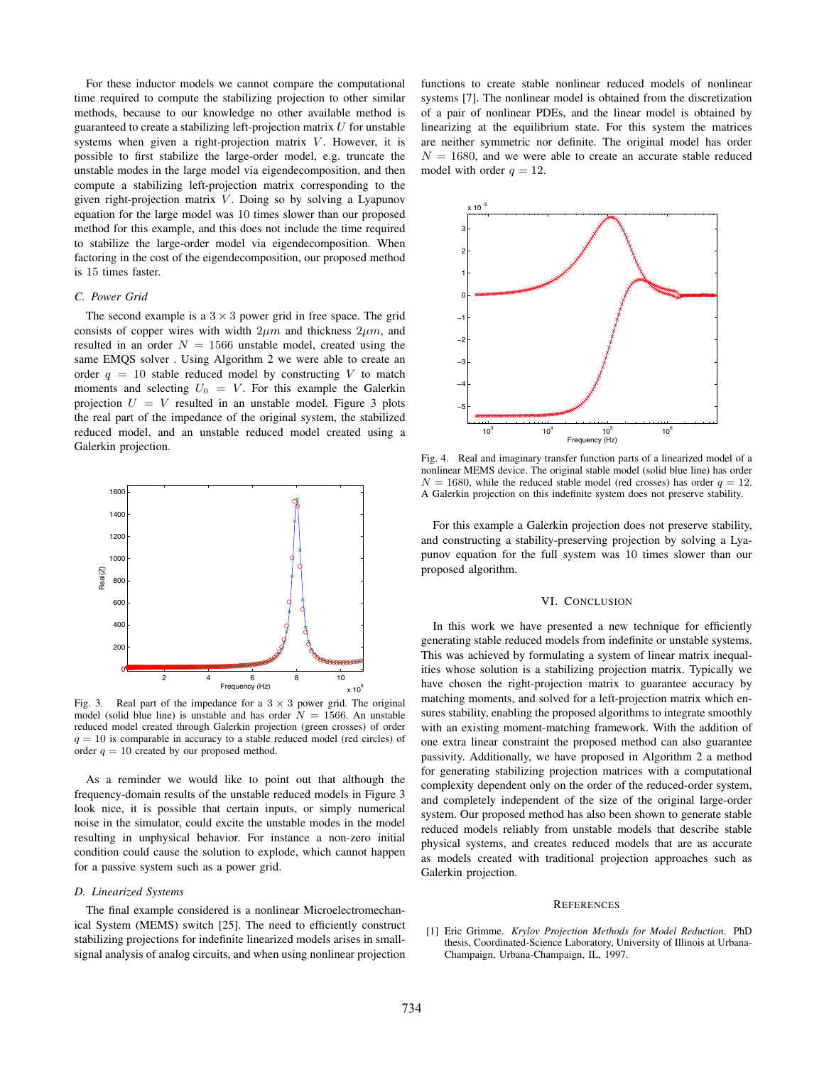For these inductor models we cannot compare the computational time required to compute the stabilizing projection to other similar methods, because to our knowledge no other available method is guaranteed to create a stabilizing left-projection matrix $U$ for unstable systems when given a right-projection matrix $V$. However, it is possible to first stabilize the large-order model, e.g. truncate the unstable modes in the large model via eigendecomposition, and then compute a stabilizing left-projection matrix corresponding to the given right-projection matrix $V$. Doing so by solving a Lyapunov equation for the large model was 10 times slower than our proposed method for this example, and this does not include the time required to stabilize the large-order model via eigendecomposition. When factoring in the cost of the eigendecomposition, our proposed method is 15 times faster.

### *C. Power Grid*

The second example is a $3 \times 3$ power grid in free space. The grid consists of copper wires with width $2\mu m$ and thickness $2\mu m$, and resulted in an order $N = 1566$ unstable model, created using the same EMQS solver . Using Algorithm 2 we were able to create an order $q = 10$ stable reduced model by constructing $V$ to match moments and selecting $U_0 = V$. For this example the Galerkin projection $U = V$ resulted in an unstable model. Figure 3 plots the real part of the impedance of the original system, the stabilized reduced model, and an unstable reduced model created using a Galerkin projection.

Fig. 3. Real part of the impedance for a $3 \times 3$ power grid. The original model (solid blue line) is unstable and has order $N = 1566$. An unstable reduced model created through Galerkin projection (green crosses) of order $q = 10$ is comparable in accuracy to a stable reduced model (red circles) of order $q = 10$ created by our proposed method.

As a reminder we would like to point out that although the frequency-domain results of the unstable reduced models in Figure 3 look nice, it is possible that certain inputs, or simply numerical noise in the simulator, could excite the unstable modes in the model resulting in unphysical behavior. For instance a non-zero initial condition could cause the solution to explode, which cannot happen for a passive system such as a power grid.

### *D. Linearized Systems*

The final example considered is a nonlinear Microelectromechanical System (MEMS) switch [25]. The need to efficiently construct stabilizing projections for indefinite linearized models arises in small-signal analysis of analog circuits, and when using nonlinear projection functions to create stable nonlinear reduced models of nonlinear systems [7]. The nonlinear model is obtained from the discretization of a pair of nonlinear PDEs, and the linear model is obtained by linearizing at the equilibrium state. For this system the matrices are neither symmetric nor definite. The original model has order $N = 1680$, and we were able to create an accurate stable reduced model with order $q = 12$.

Fig. 4. Real and imaginary transfer function parts of a linearized model of a nonlinear MEMS device. The original stable model (solid blue line) has order $N = 1680$, while the reduced stable model (red crosses) has order $q = 12$. A Galerkin projection on this indefinite system does not preserve stability.

For this example a Galerkin projection does not preserve stability, and constructing a stability-preserving projection by solving a Lyapunov equation for the full system was 10 times slower than our proposed algorithm.

## VI. Conclusion

In this work we have presented a new technique for efficiently generating stable reduced models from indefinite or unstable systems. This was achieved by formulating a system of linear matrix inequalities whose solution is a stabilizing projection matrix. Typically we have chosen the right-projection matrix to guarantee accuracy by matching moments, and solved for a left-projection matrix which ensures stability, enabling the proposed algorithms to integrate smoothly with an existing moment-matching framework. With the addition of one extra linear constraint the proposed method can also guarantee passivity. Additionally, we have proposed in Algorithm 2 a method for generating stabilizing projection matrices with a computational complexity dependent only on the order of the reduced-order system, and completely independent of the size of the original large-order system. Our proposed method has also been shown to generate stable reduced models reliably from unstable models that describe stable physical systems, and creates reduced models that are as accurate as models created with traditional projection approaches such as Galerkin projection.

## References

[1] Eric Grimme. *Krylov Projection Methods for Model Reduction*. PhD thesis, Coordinated-Science Laboratory, University of Illinois at Urbana-Champaign, Urbana-Champaign, IL, 1997.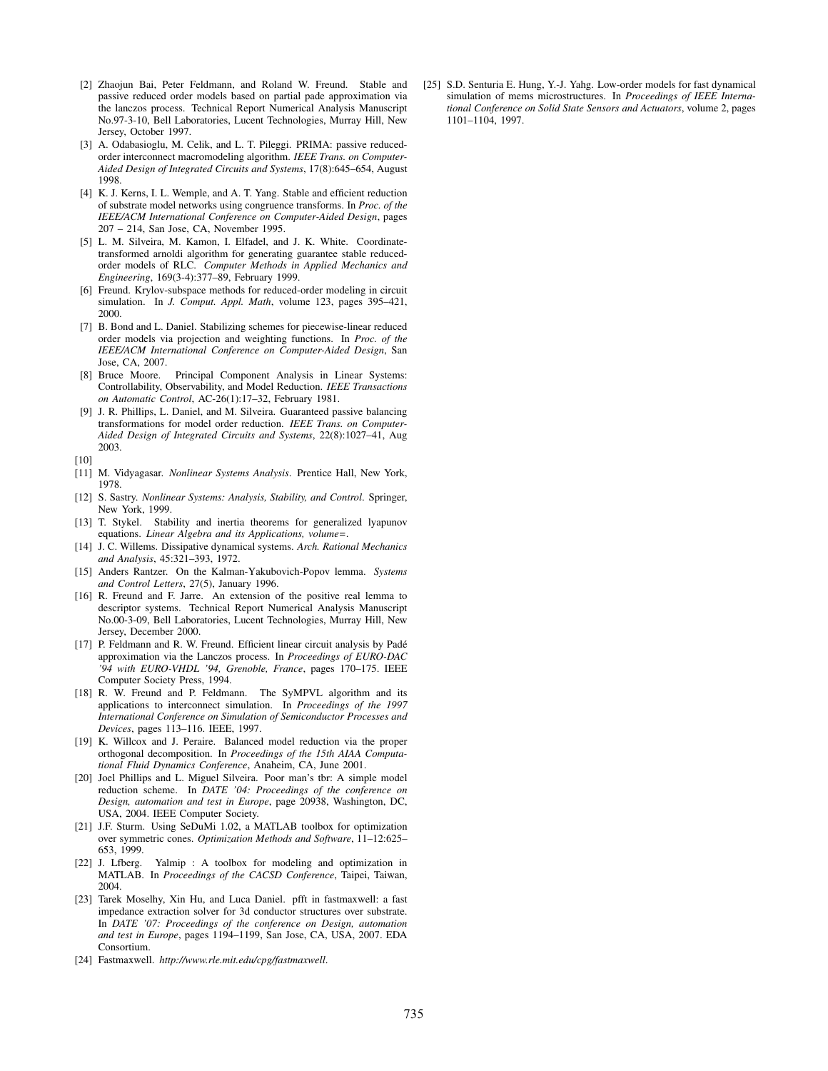[2] Zhaojun Bai, Peter Feldmann, and Roland W. Freund. Stable and passive reduced order models based on partial pade approximation via the lanczos process. Technical Report Numerical Analysis Manuscript No.97-3-10, Bell Laboratories, Lucent Technologies, Murray Hill, New Jersey, October 1997.

[3] A. Odabasioglu, M. Celik, and L. T. Pileggi. PRIMA: passive reduced-order interconnect macromodeling algorithm. *IEEE Trans. on Computer-Aided Design of Integrated Circuits and Systems*, 17(8):645–654, August 1998.

[4] K. J. Kerns, I. L. Wemple, and A. T. Yang. Stable and efficient reduction of substrate model networks using congruence transforms. In *Proc. of the IEEE/ACM International Conference on Computer-Aided Design*, pages 207 – 214, San Jose, CA, November 1995.

[5] L. M. Silveira, M. Kamon, I. Elfadel, and J. K. White. Coordinate-transformed arnoldi algorithm for generating guarantee stable reduced-order models of RLC. *Computer Methods in Applied Mechanics and Engineering*, 169(3-4):377–89, February 1999.

[6] Freund. Krylov-subspace methods for reduced-order modeling in circuit simulation. In *J. Comput. Appl. Math*, volume 123, pages 395–421, 2000.

[7] B. Bond and L. Daniel. Stabilizing schemes for piecewise-linear reduced order models via projection and weighting functions. In *Proc. of the IEEE/ACM International Conference on Computer-Aided Design*, San Jose, CA, 2007.

[8] Bruce Moore. Principal Component Analysis in Linear Systems: Controllability, Observability, and Model Reduction. *IEEE Transactions on Automatic Control*, AC-26(1):17–32, February 1981.

[9] J. R. Phillips, L. Daniel, and M. Silveira. Guaranteed passive balancing transformations for model order reduction. *IEEE Trans. on Computer-Aided Design of Integrated Circuits and Systems*, 22(8):1027–41, Aug 2003.

[10]

[11] M. Vidyagasar. *Nonlinear Systems Analysis*. Prentice Hall, New York, 1978.

[12] S. Sastry. *Nonlinear Systems: Analysis, Stability, and Control*. Springer, New York, 1999.

[13] T. Stykel. Stability and inertia theorems for generalized lyapunov equations. *Linear Algebra and its Applications, volume=*.

[14] J. C. Willems. Dissipative dynamical systems. *Arch. Rational Mechanics and Analysis*, 45:321–393, 1972.

[15] Anders Rantzer. On the Kalman-Yakubovich-Popov lemma. *Systems and Control Letters*, 27(5), January 1996.

[16] R. Freund and F. Jarre. An extension of the positive real lemma to descriptor systems. Technical Report Numerical Analysis Manuscript No.00-3-09, Bell Laboratories, Lucent Technologies, Murray Hill, New Jersey, December 2000.

[17] P. Feldmann and R. W. Freund. Efficient linear circuit analysis by Padé approximation via the Lanczos process. In *Proceedings of EURO-DAC '94 with EURO-VHDL '94, Grenoble, France*, pages 170–175. IEEE Computer Society Press, 1994.

[18] R. W. Freund and P. Feldmann. The SyMPVL algorithm and its applications to interconnect simulation. In *Proceedings of the 1997 International Conference on Simulation of Semiconductor Processes and Devices*, pages 113–116. IEEE, 1997.

[19] K. Willcox and J. Peraire. Balanced model reduction via the proper orthogonal decomposition. In *Proceedings of the 15th AIAA Computational Fluid Dynamics Conference*, Anaheim, CA, June 2001.

[20] Joel Phillips and L. Miguel Silveira. Poor man's tbr: A simple model reduction scheme. In *DATE '04: Proceedings of the conference on Design, automation and test in Europe*, page 20938, Washington, DC, USA, 2004. IEEE Computer Society.

[21] J.F. Sturm. Using SeDuMi 1.02, a MATLAB toolbox for optimization over symmetric cones. *Optimization Methods and Software*, 11–12:625–653, 1999.

[22] J. Lfberg. Yalmip : A toolbox for modeling and optimization in MATLAB. In *Proceedings of the CACSD Conference*, Taipei, Taiwan, 2004.

[23] Tarek Moselhy, Xin Hu, and Luca Daniel. pfft in fastmaxwell: a fast impedance extraction solver for 3d conductor structures over substrate. In *DATE '07: Proceedings of the conference on Design, automation and test in Europe*, pages 1194–1199, San Jose, CA, USA, 2007. EDA Consortium.

[24] Fastmaxwell. *http://www.rle.mit.edu/cpg/fastmaxwell*.

[25] S.D. Senturia E. Hung, Y.-J. Yahg. Low-order models for fast dynamical simulation of mems microstructures. In *Proceedings of IEEE International Conference on Solid State Sensors and Actuators*, volume 2, pages 1101–1104, 1997.